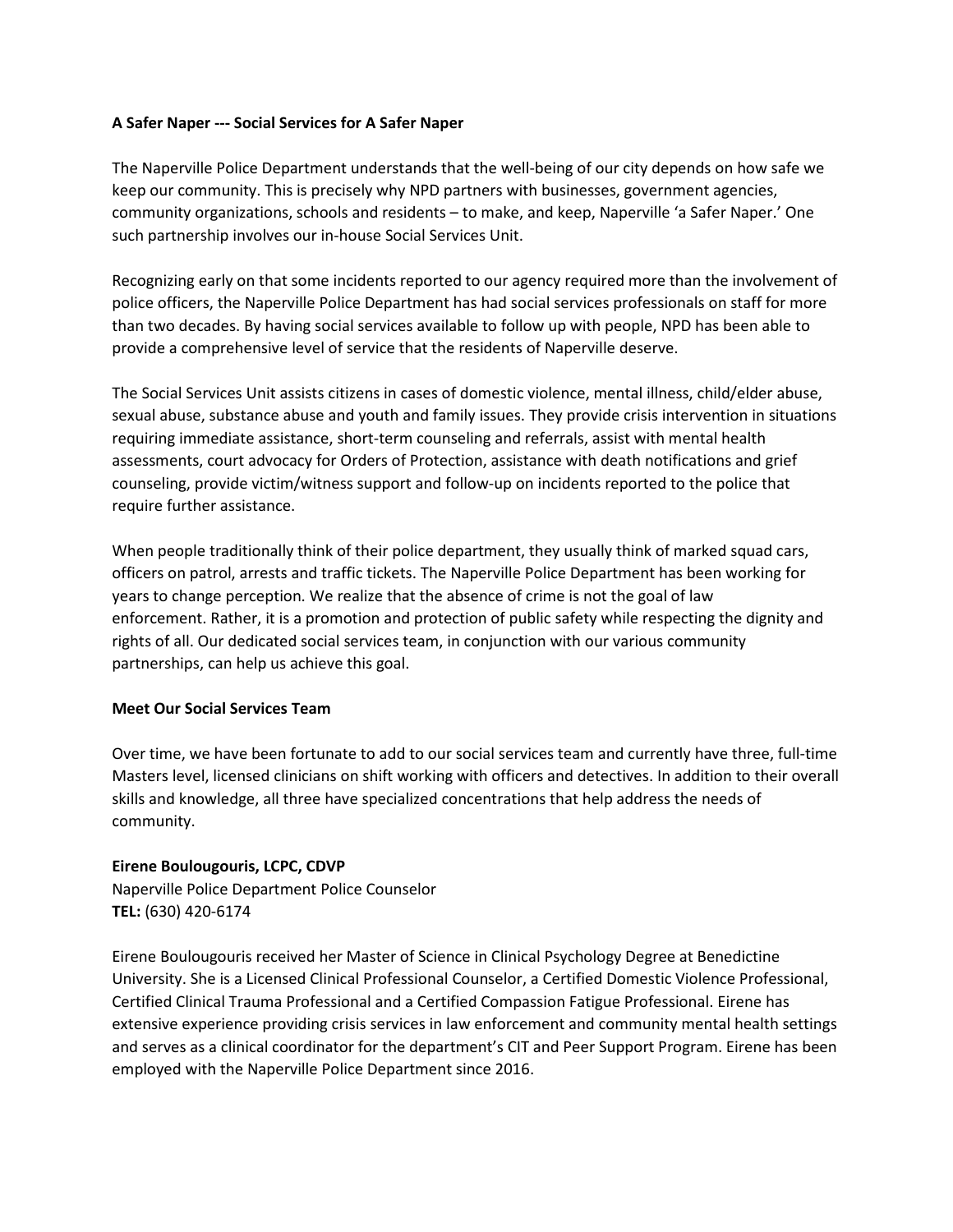**A Safer Naper --- Social Services for A Safer Naper**

The Naperville Police Department understands that the well-being of our city depends on how safe we keep our community. This is precisely why NPD partners with businesses, government agencies, community organizations, schools and residents – to make, and keep, Naperville 'a Safer Naper.' One such partnership involves our in-house Social Services Unit.

Recognizing early on that some incidents reported to our agency required more than the involvement of police officers, the Naperville Police Department has had social services professionals on staff for more than two decades. By having social services available to follow up with people, NPD has been able to provide a comprehensive level of service that the residents of Naperville deserve.

The Social Services Unit assists citizens in cases of domestic violence, mental illness, child/elder abuse, sexual abuse, substance abuse and youth and family issues. They provide crisis intervention in situations requiring immediate assistance, short-term counseling and referrals, assist with mental health assessments, court advocacy for Orders of Protection, assistance with death notifications and grief counseling, provide victim/witness support and follow-up on incidents reported to the police that require further assistance.

When people traditionally think of their police department, they usually think of marked squad cars, officers on patrol, arrests and traffic tickets. The Naperville Police Department has been working for years to change perception. We realize that the absence of crime is not the goal of law enforcement. Rather, it is a promotion and protection of public safety while respecting the dignity and rights of all. Our dedicated social services team, in conjunction with our various community partnerships, can help us achieve this goal.

**Meet Our Social Services Team**

Over time, we have been fortunate to add to our social services team and currently have three, full-time Masters level, licensed clinicians on shift working with officers and detectives. In addition to their overall skills and knowledge, all three have specialized concentrations that help address the needs of community.

**Eirene Boulougouris, LCPC, CDVP**
Naperville Police Department Police Counselor
**TEL:** (630) 420-6174

Eirene Boulougouris received her Master of Science in Clinical Psychology Degree at Benedictine University. She is a Licensed Clinical Professional Counselor, a Certified Domestic Violence Professional, Certified Clinical Trauma Professional and a Certified Compassion Fatigue Professional. Eirene has extensive experience providing crisis services in law enforcement and community mental health settings and serves as a clinical coordinator for the department's CIT and Peer Support Program. Eirene has been employed with the Naperville Police Department since 2016.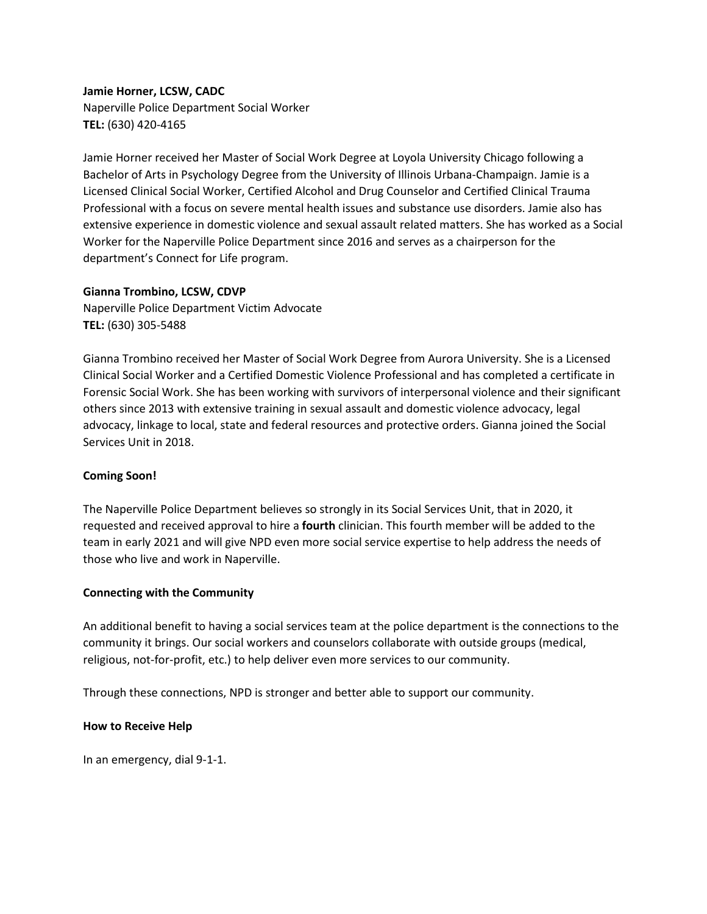**Jamie Horner, LCSW, CADC**
Naperville Police Department Social Worker
**TEL:** (630) 420-4165

Jamie Horner received her Master of Social Work Degree at Loyola University Chicago following a Bachelor of Arts in Psychology Degree from the University of Illinois Urbana-Champaign. Jamie is a Licensed Clinical Social Worker, Certified Alcohol and Drug Counselor and Certified Clinical Trauma Professional with a focus on severe mental health issues and substance use disorders. Jamie also has extensive experience in domestic violence and sexual assault related matters. She has worked as a Social Worker for the Naperville Police Department since 2016 and serves as a chairperson for the department's Connect for Life program.

**Gianna Trombino, LCSW, CDVP**
Naperville Police Department Victim Advocate
**TEL:** (630) 305-5488

Gianna Trombino received her Master of Social Work Degree from Aurora University. She is a Licensed Clinical Social Worker and a Certified Domestic Violence Professional and has completed a certificate in Forensic Social Work. She has been working with survivors of interpersonal violence and their significant others since 2013 with extensive training in sexual assault and domestic violence advocacy, legal advocacy, linkage to local, state and federal resources and protective orders. Gianna joined the Social Services Unit in 2018.

**Coming Soon!**

The Naperville Police Department believes so strongly in its Social Services Unit, that in 2020, it requested and received approval to hire a **fourth** clinician. This fourth member will be added to the team in early 2021 and will give NPD even more social service expertise to help address the needs of those who live and work in Naperville.

**Connecting with the Community**

An additional benefit to having a social services team at the police department is the connections to the community it brings. Our social workers and counselors collaborate with outside groups (medical, religious, not-for-profit, etc.) to help deliver even more services to our community.

Through these connections, NPD is stronger and better able to support our community.

**How to Receive Help**

In an emergency, dial 9-1-1.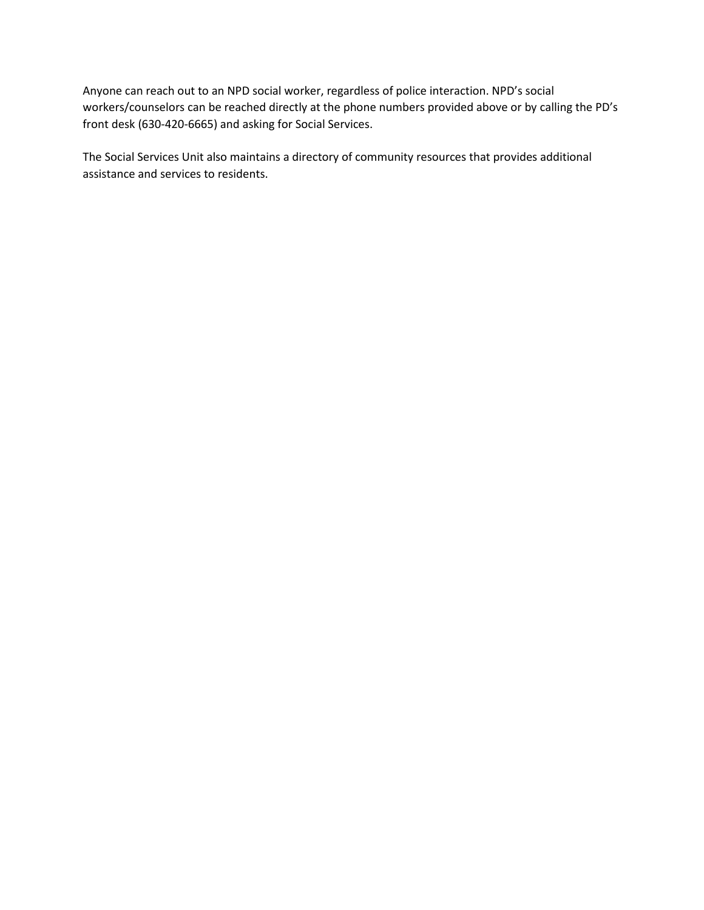Anyone can reach out to an NPD social worker, regardless of police interaction. NPD's social workers/counselors can be reached directly at the phone numbers provided above or by calling the PD's front desk (630-420-6665) and asking for Social Services.

The Social Services Unit also maintains a directory of community resources that provides additional assistance and services to residents.